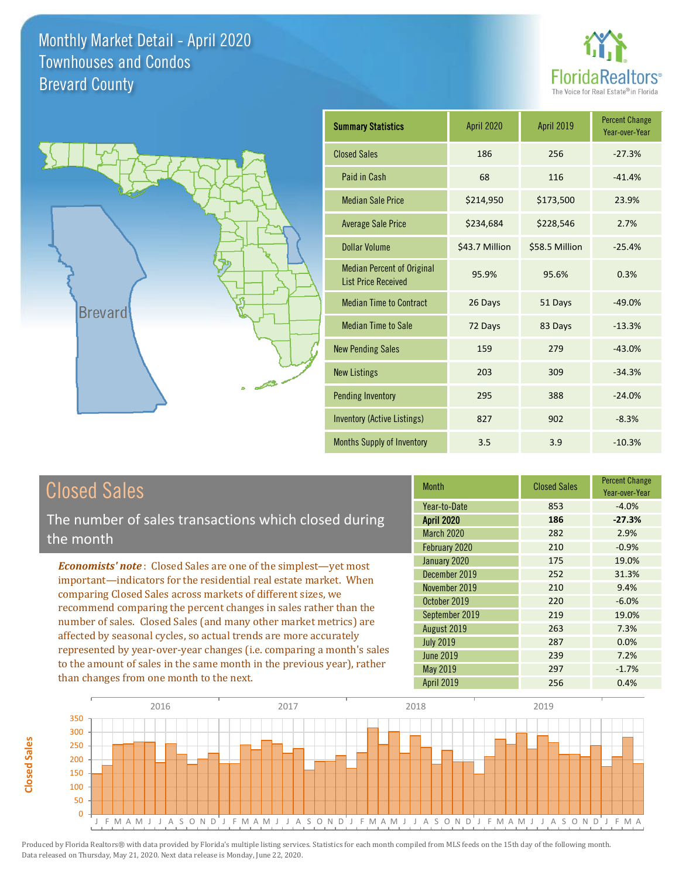# Monthly Market Detail - April 2020
## Townhouses and Condos
## Brevard County

FloridaRealtors® The Voice for Real Estate® in Florida

| Summary Statistics | April 2020 | April 2019 | Percent Change Year-over-Year |
|---|---|---|---|
| Closed Sales | 186 | 256 | -27.3% |
| Paid in Cash | 68 | 116 | -41.4% |
| Median Sale Price | $214,950 | $173,500 | 23.9% |
| Average Sale Price | $234,684 | $228,546 | 2.7% |
| Dollar Volume | $43.7 Million | $58.5 Million | -25.4% |
| Median Percent of Original List Price Received | 95.9% | 95.6% | 0.3% |
| Median Time to Contract | 26 Days | 51 Days | -49.0% |
| Median Time to Sale | 72 Days | 83 Days | -13.3% |
| New Pending Sales | 159 | 279 | -43.0% |
| New Listings | 203 | 309 | -34.3% |
| Pending Inventory | 295 | 388 | -24.0% |
| Inventory (Active Listings) | 827 | 902 | -8.3% |
| Months Supply of Inventory | 3.5 | 3.9 | -10.3% |

## Closed Sales

The number of sales transactions which closed during the month

***Economists' note***: Closed Sales are one of the simplest—yet most important—indicators for the residential real estate market. When comparing Closed Sales across markets of different sizes, we recommend comparing the percent changes in sales rather than the number of sales. Closed Sales (and many other market metrics) are affected by seasonal cycles, so actual trends are more accurately represented by year-over-year changes (i.e. comparing a month's sales to the amount of sales in the same month in the previous year), rather than changes from one month to the next.

| Month | Closed Sales | Percent Change Year-over-Year |
|---|---|---|
| Year-to-Date | 853 | -4.0% |
| **April 2020** | **186** | **-27.3%** |
| March 2020 | 282 | 2.9% |
| February 2020 | 210 | -0.9% |
| January 2020 | 175 | 19.0% |
| December 2019 | 252 | 31.3% |
| November 2019 | 210 | 9.4% |
| October 2019 | 220 | -6.0% |
| September 2019 | 219 | 19.0% |
| August 2019 | 263 | 7.3% |
| July 2019 | 287 | 0.0% |
| June 2019 | 239 | 7.2% |
| May 2019 | 297 | -1.7% |
| April 2019 | 256 | 0.4% |

Produced by Florida Realtors® with data provided by Florida's multiple listing services. Statistics for each month compiled from MLS feeds on the 15th day of the following month. Data released on Thursday, May 21, 2020. Next data release is Monday, June 22, 2020.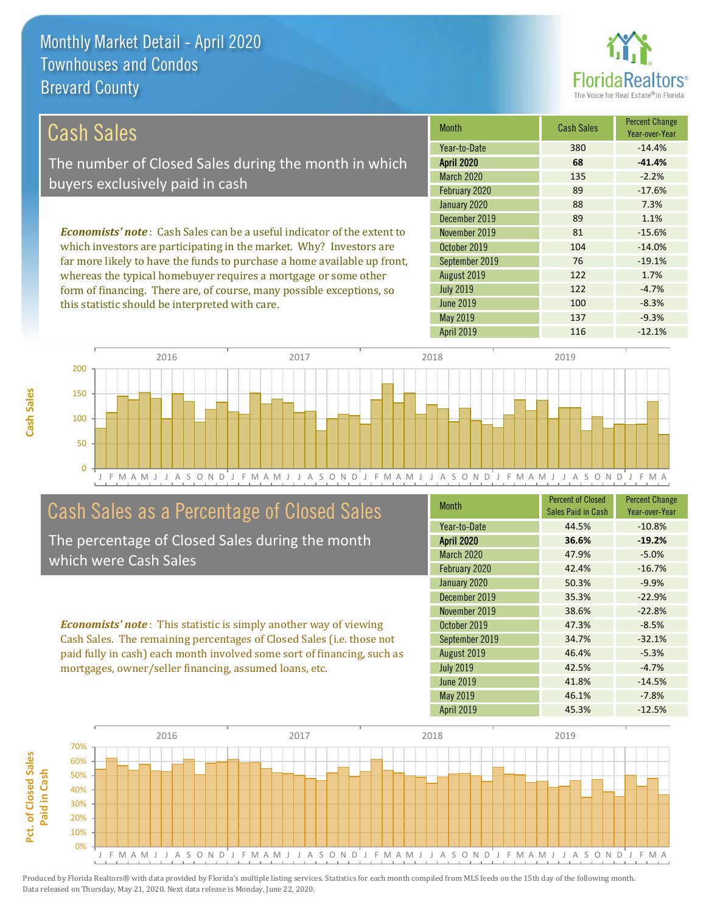Monthly Market Detail - April 2020
Townhouses and Condos
Brevard County

## Cash Sales

The number of Closed Sales during the month in which buyers exclusively paid in cash

*Economists' note*: Cash Sales can be a useful indicator of the extent to which investors are participating in the market. Why? Investors are far more likely to have the funds to purchase a home available up front, whereas the typical homebuyer requires a mortgage or some other form of financing. There are, of course, many possible exceptions, so this statistic should be interpreted with care.

| Month | Cash Sales | Percent Change Year-over-Year |
|---|---|---|
| Year-to-Date | 380 | -14.4% |
| **April 2020** | **68** | **-41.4%** |
| March 2020 | 135 | -2.2% |
| February 2020 | 89 | -17.6% |
| January 2020 | 88 | 7.3% |
| December 2019 | 89 | 1.1% |
| November 2019 | 81 | -15.6% |
| October 2019 | 104 | -14.0% |
| September 2019 | 76 | -19.1% |
| August 2019 | 122 | 1.7% |
| July 2019 | 122 | -4.7% |
| June 2019 | 100 | -8.3% |
| May 2019 | 137 | -9.3% |
| April 2019 | 116 | -12.1% |

## Cash Sales as a Percentage of Closed Sales

The percentage of Closed Sales during the month which were Cash Sales

*Economists' note*: This statistic is simply another way of viewing Cash Sales. The remaining percentages of Closed Sales (i.e. those not paid fully in cash) each month involved some sort of financing, such as mortgages, owner/seller financing, assumed loans, etc.

| Month | Percent of Closed Sales Paid in Cash | Percent Change Year-over-Year |
|---|---|---|
| Year-to-Date | 44.5% | -10.8% |
| **April 2020** | **36.6%** | **-19.2%** |
| March 2020 | 47.9% | -5.0% |
| February 2020 | 42.4% | -16.7% |
| January 2020 | 50.3% | -9.9% |
| December 2019 | 35.3% | -22.9% |
| November 2019 | 38.6% | -22.8% |
| October 2019 | 47.3% | -8.5% |
| September 2019 | 34.7% | -32.1% |
| August 2019 | 46.4% | -5.3% |
| July 2019 | 42.5% | -4.7% |
| June 2019 | 41.8% | -14.5% |
| May 2019 | 46.1% | -7.8% |
| April 2019 | 45.3% | -12.5% |

Produced by Florida Realtors® with data provided by Florida's multiple listing services. Statistics for each month compiled from MLS feeds on the 15th day of the following month. Data released on Thursday, May 21, 2020. Next data release is Monday, June 22, 2020.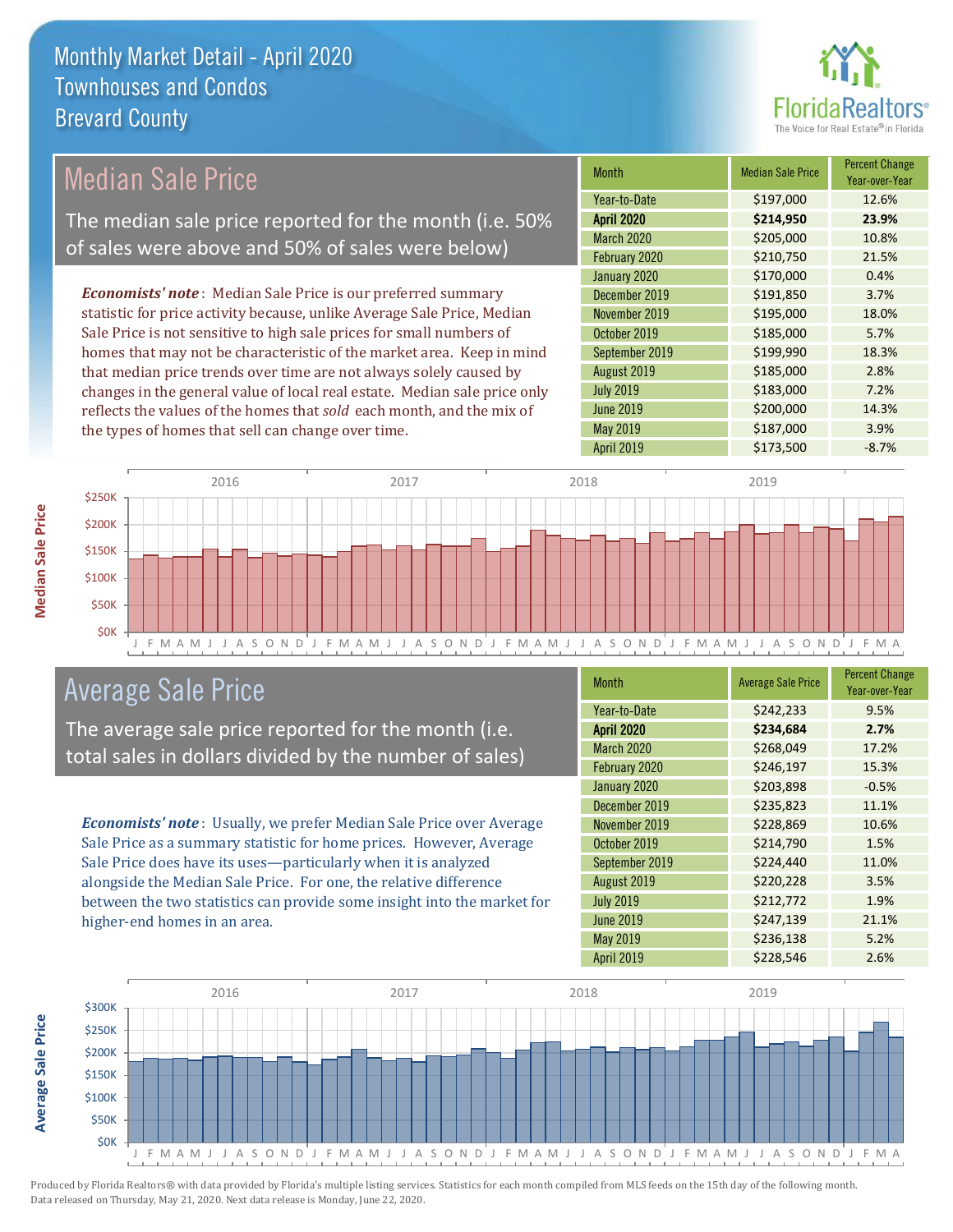# Monthly Market Detail - April 2020
## Townhouses and Condos
## Brevard County

## Median Sale Price

The median sale price reported for the month (i.e. 50% of sales were above and 50% of sales were below)

***Economists' note***: Median Sale Price is our preferred summary statistic for price activity because, unlike Average Sale Price, Median Sale Price is not sensitive to high sale prices for small numbers of homes that may not be characteristic of the market area. Keep in mind that median price trends over time are not always solely caused by changes in the general value of local real estate. Median sale price only reflects the values of the homes that *sold* each month, and the mix of the types of homes that sell can change over time.

| Month | Median Sale Price | Percent Change Year-over-Year |
|---|---|---|
| Year-to-Date | $197,000 | 12.6% |
| **April 2020** | **$214,950** | **23.9%** |
| March 2020 | $205,000 | 10.8% |
| February 2020 | $210,750 | 21.5% |
| January 2020 | $170,000 | 0.4% |
| December 2019 | $191,850 | 3.7% |
| November 2019 | $195,000 | 18.0% |
| October 2019 | $185,000 | 5.7% |
| September 2019 | $199,990 | 18.3% |
| August 2019 | $185,000 | 2.8% |
| July 2019 | $183,000 | 7.2% |
| June 2019 | $200,000 | 14.3% |
| May 2019 | $187,000 | 3.9% |
| April 2019 | $173,500 | -8.7% |

## Average Sale Price

The average sale price reported for the month (i.e. total sales in dollars divided by the number of sales)

***Economists' note***: Usually, we prefer Median Sale Price over Average Sale Price as a summary statistic for home prices. However, Average Sale Price does have its uses—particularly when it is analyzed alongside the Median Sale Price. For one, the relative difference between the two statistics can provide some insight into the market for higher-end homes in an area.

| Month | Average Sale Price | Percent Change Year-over-Year |
|---|---|---|
| Year-to-Date | $242,233 | 9.5% |
| **April 2020** | **$234,684** | **2.7%** |
| March 2020 | $268,049 | 17.2% |
| February 2020 | $246,197 | 15.3% |
| January 2020 | $203,898 | -0.5% |
| December 2019 | $235,823 | 11.1% |
| November 2019 | $228,869 | 10.6% |
| October 2019 | $214,790 | 1.5% |
| September 2019 | $224,440 | 11.0% |
| August 2019 | $220,228 | 3.5% |
| July 2019 | $212,772 | 1.9% |
| June 2019 | $247,139 | 21.1% |
| May 2019 | $236,138 | 5.2% |
| April 2019 | $228,546 | 2.6% |

Produced by Florida Realtors® with data provided by Florida's multiple listing services. Statistics for each month compiled from MLS feeds on the 15th day of the following month. Data released on Thursday, May 21, 2020. Next data release is Monday, June 22, 2020.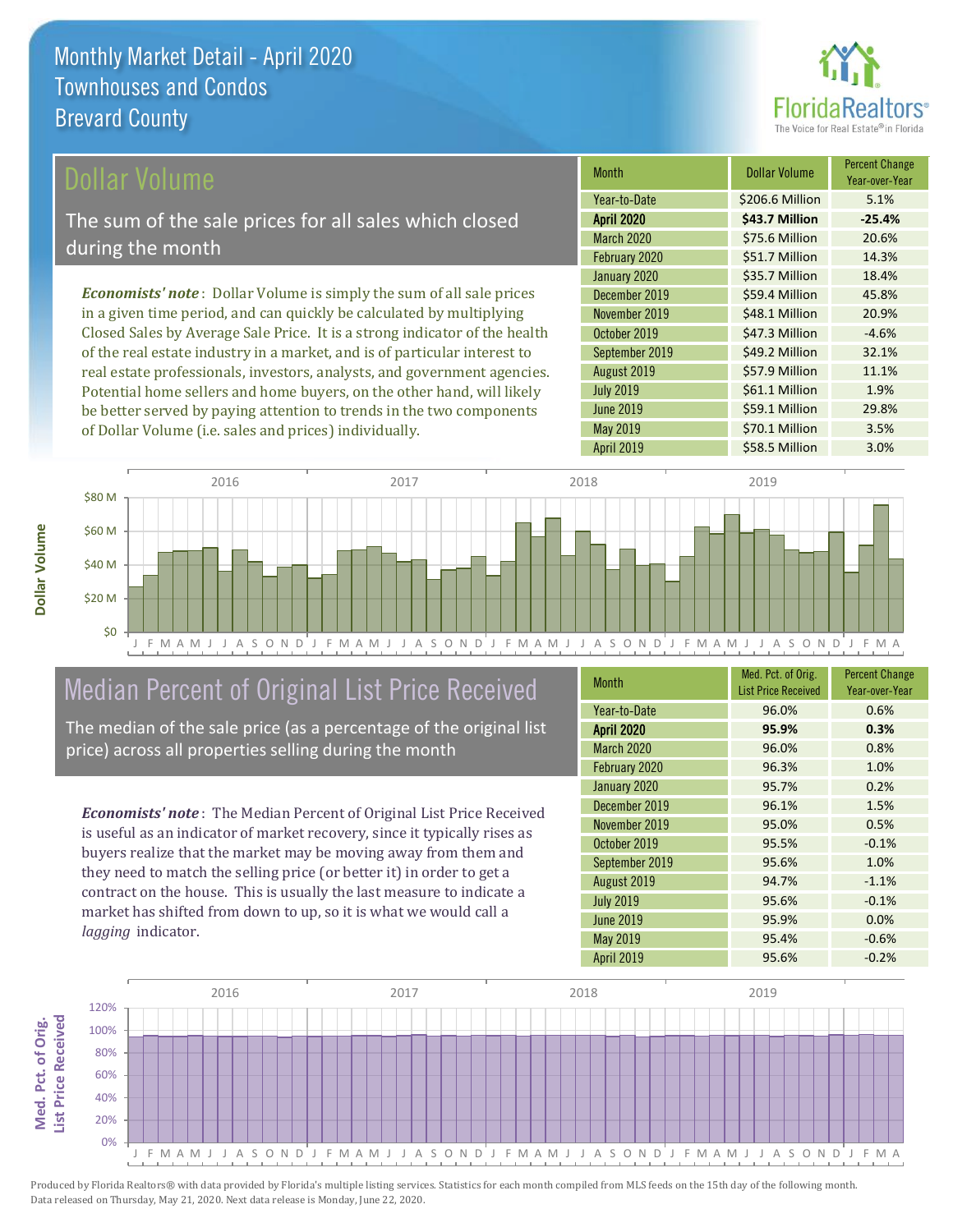# Monthly Market Detail - April 2020
## Townhouses and Condos
## Brevard County

## Dollar Volume

The sum of the sale prices for all sales which closed during the month

*Economists' note*: Dollar Volume is simply the sum of all sale prices in a given time period, and can quickly be calculated by multiplying Closed Sales by Average Sale Price. It is a strong indicator of the health of the real estate industry in a market, and is of particular interest to real estate professionals, investors, analysts, and government agencies. Potential home sellers and home buyers, on the other hand, will likely be better served by paying attention to trends in the two components of Dollar Volume (i.e. sales and prices) individually.

| Month | Dollar Volume | Percent Change Year-over-Year |
|---|---|---|
| Year-to-Date | $206.6 Million | 5.1% |
| **April 2020** | **$43.7 Million** | **-25.4%** |
| March 2020 | $75.6 Million | 20.6% |
| February 2020 | $51.7 Million | 14.3% |
| January 2020 | $35.7 Million | 18.4% |
| December 2019 | $59.4 Million | 45.8% |
| November 2019 | $48.1 Million | 20.9% |
| October 2019 | $47.3 Million | -4.6% |
| September 2019 | $49.2 Million | 32.1% |
| August 2019 | $57.9 Million | 11.1% |
| July 2019 | $61.1 Million | 1.9% |
| June 2019 | $59.1 Million | 29.8% |
| May 2019 | $70.1 Million | 3.5% |
| April 2019 | $58.5 Million | 3.0% |

## Median Percent of Original List Price Received

The median of the sale price (as a percentage of the original list price) across all properties selling during the month

*Economists' note*: The Median Percent of Original List Price Received is useful as an indicator of market recovery, since it typically rises as buyers realize that the market may be moving away from them and they need to match the selling price (or better it) in order to get a contract on the house. This is usually the last measure to indicate a market has shifted from down to up, so it is what we would call a *lagging* indicator.

| Month | Med. Pct. of Orig. List Price Received | Percent Change Year-over-Year |
|---|---|---|
| Year-to-Date | 96.0% | 0.6% |
| **April 2020** | **95.9%** | **0.3%** |
| March 2020 | 96.0% | 0.8% |
| February 2020 | 96.3% | 1.0% |
| January 2020 | 95.7% | 0.2% |
| December 2019 | 96.1% | 1.5% |
| November 2019 | 95.0% | 0.5% |
| October 2019 | 95.5% | -0.1% |
| September 2019 | 95.6% | 1.0% |
| August 2019 | 94.7% | -1.1% |
| July 2019 | 95.6% | -0.1% |
| June 2019 | 95.9% | 0.0% |
| May 2019 | 95.4% | -0.6% |
| April 2019 | 95.6% | -0.2% |

Produced by Florida Realtors® with data provided by Florida's multiple listing services. Statistics for each month compiled from MLS feeds on the 15th day of the following month. Data released on Thursday, May 21, 2020. Next data release is Monday, June 22, 2020.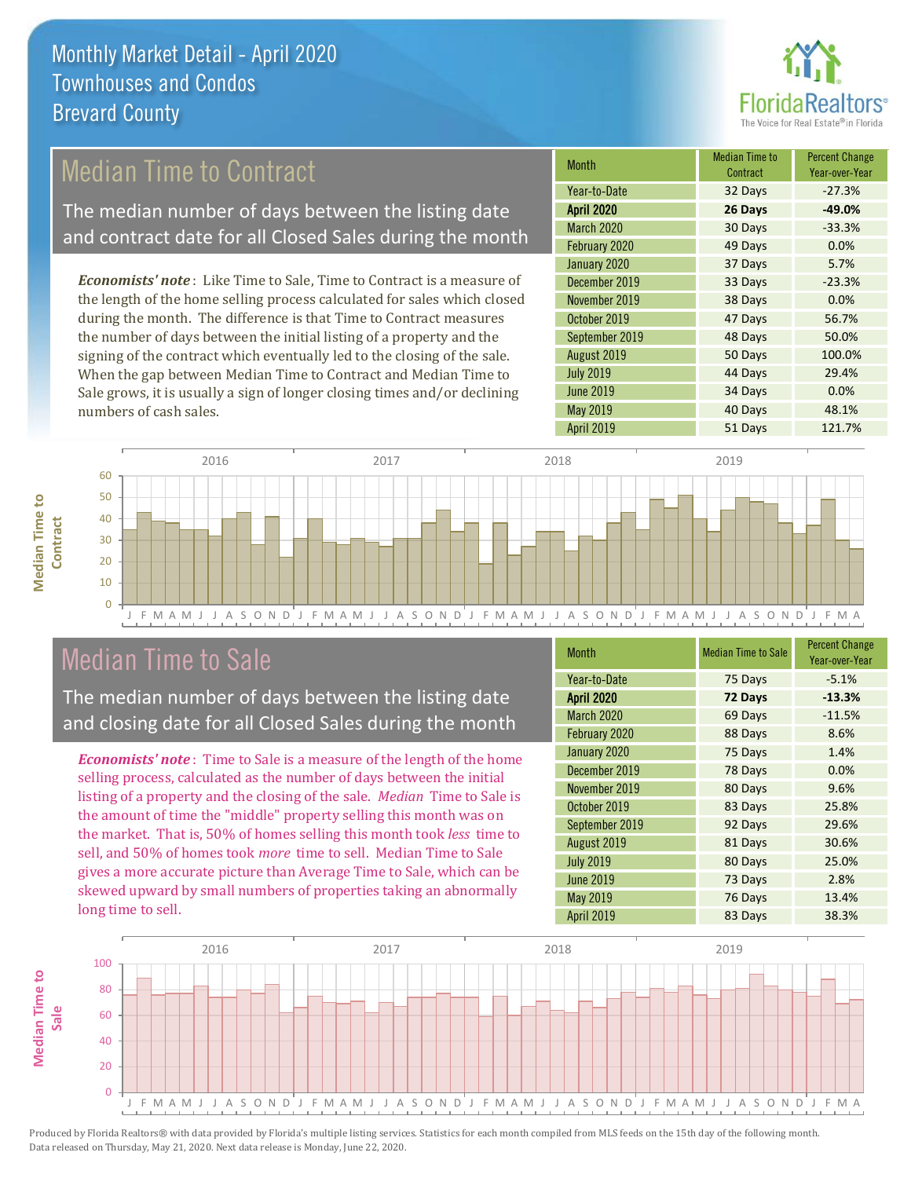# Monthly Market Detail - April 2020
## Townhouses and Condos
## Brevard County

## Median Time to Contract

The median number of days between the listing date and contract date for all Closed Sales during the month

*Economists' note*: Like Time to Sale, Time to Contract is a measure of the length of the home selling process calculated for sales which closed during the month. The difference is that Time to Contract measures the number of days between the initial listing of a property and the signing of the contract which eventually led to the closing of the sale. When the gap between Median Time to Contract and Median Time to Sale grows, it is usually a sign of longer closing times and/or declining numbers of cash sales.

| Month | Median Time to Contract | Percent Change Year-over-Year |
|---|---|---|
| Year-to-Date | 32 Days | -27.3% |
| **April 2020** | **26 Days** | **-49.0%** |
| March 2020 | 30 Days | -33.3% |
| February 2020 | 49 Days | 0.0% |
| January 2020 | 37 Days | 5.7% |
| December 2019 | 33 Days | -23.3% |
| November 2019 | 38 Days | 0.0% |
| October 2019 | 47 Days | 56.7% |
| September 2019 | 48 Days | 50.0% |
| August 2019 | 50 Days | 100.0% |
| July 2019 | 44 Days | 29.4% |
| June 2019 | 34 Days | 0.0% |
| May 2019 | 40 Days | 48.1% |
| April 2019 | 51 Days | 121.7% |

## Median Time to Sale

The median number of days between the listing date and closing date for all Closed Sales during the month

*Economists' note*: Time to Sale is a measure of the length of the home selling process, calculated as the number of days between the initial listing of a property and the closing of the sale. *Median* Time to Sale is the amount of time the "middle" property selling this month was on the market. That is, 50% of homes selling this month took *less* time to sell, and 50% of homes took *more* time to sell. Median Time to Sale gives a more accurate picture than Average Time to Sale, which can be skewed upward by small numbers of properties taking an abnormally long time to sell.

| Month | Median Time to Sale | Percent Change Year-over-Year |
|---|---|---|
| Year-to-Date | 75 Days | -5.1% |
| **April 2020** | **72 Days** | **-13.3%** |
| March 2020 | 69 Days | -11.5% |
| February 2020 | 88 Days | 8.6% |
| January 2020 | 75 Days | 1.4% |
| December 2019 | 78 Days | 0.0% |
| November 2019 | 80 Days | 9.6% |
| October 2019 | 83 Days | 25.8% |
| September 2019 | 92 Days | 29.6% |
| August 2019 | 81 Days | 30.6% |
| July 2019 | 80 Days | 25.0% |
| June 2019 | 73 Days | 2.8% |
| May 2019 | 76 Days | 13.4% |
| April 2019 | 83 Days | 38.3% |

Produced by Florida Realtors® with data provided by Florida's multiple listing services. Statistics for each month compiled from MLS feeds on the 15th day of the following month. Data released on Thursday, May 21, 2020. Next data release is Monday, June 22, 2020.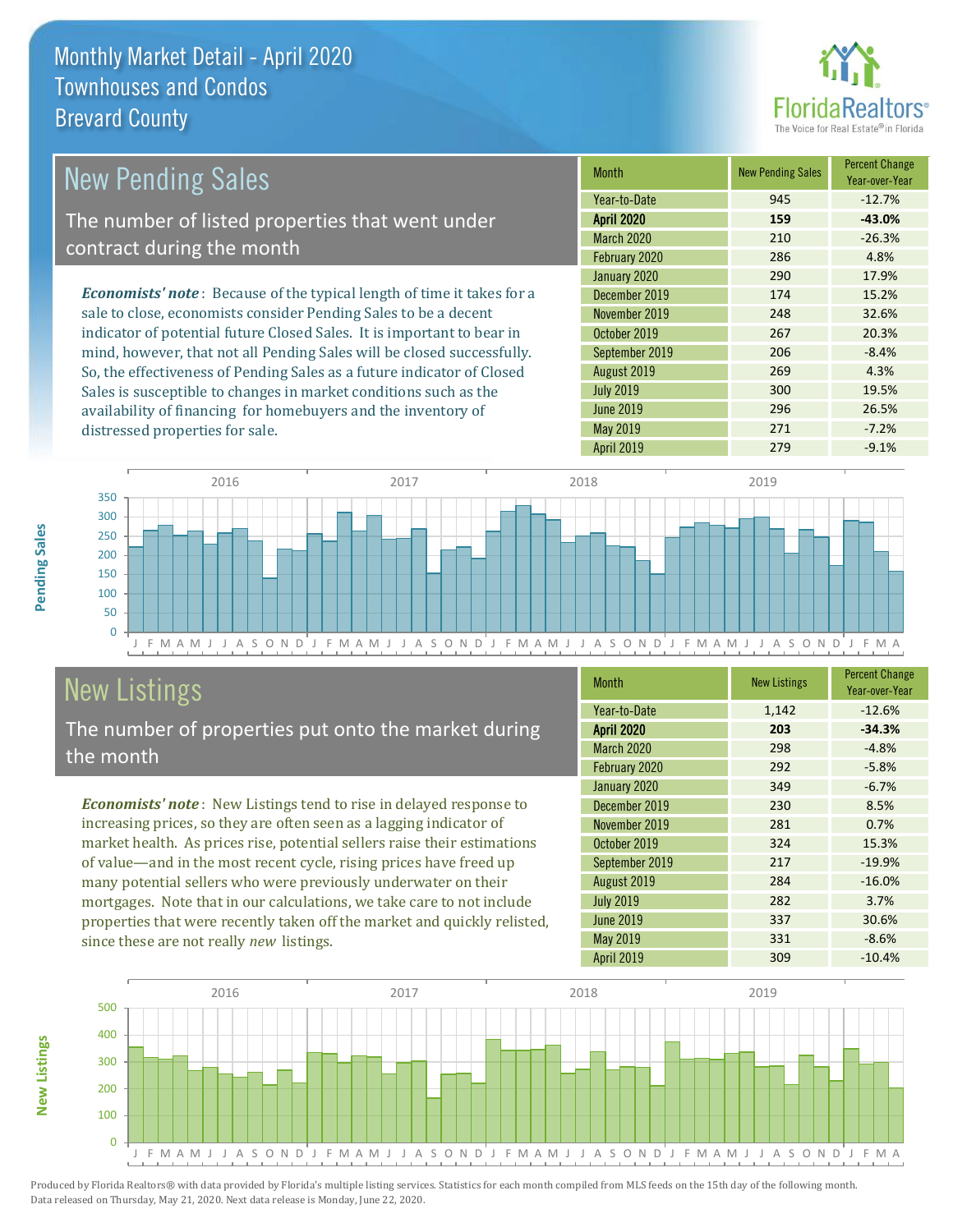# Monthly Market Detail - April 2020
## Townhouses and Condos
## Brevard County

## New Pending Sales

The number of listed properties that went under contract during the month

***Economists' note***: Because of the typical length of time it takes for a sale to close, economists consider Pending Sales to be a decent indicator of potential future Closed Sales. It is important to bear in mind, however, that not all Pending Sales will be closed successfully. So, the effectiveness of Pending Sales as a future indicator of Closed Sales is susceptible to changes in market conditions such as the availability of financing for homebuyers and the inventory of distressed properties for sale.

| Month | New Pending Sales | Percent Change Year-over-Year |
|---|---|---|
| Year-to-Date | 945 | -12.7% |
| **April 2020** | **159** | **-43.0%** |
| March 2020 | 210 | -26.3% |
| February 2020 | 286 | 4.8% |
| January 2020 | 290 | 17.9% |
| December 2019 | 174 | 15.2% |
| November 2019 | 248 | 32.6% |
| October 2019 | 267 | 20.3% |
| September 2019 | 206 | -8.4% |
| August 2019 | 269 | 4.3% |
| July 2019 | 300 | 19.5% |
| June 2019 | 296 | 26.5% |
| May 2019 | 271 | -7.2% |
| April 2019 | 279 | -9.1% |

## New Listings

The number of properties put onto the market during the month

***Economists' note***: New Listings tend to rise in delayed response to increasing prices, so they are often seen as a lagging indicator of market health. As prices rise, potential sellers raise their estimations of value—and in the most recent cycle, rising prices have freed up many potential sellers who were previously underwater on their mortgages. Note that in our calculations, we take care to not include properties that were recently taken off the market and quickly relisted, since these are not really *new* listings.

| Month | New Listings | Percent Change Year-over-Year |
|---|---|---|
| Year-to-Date | 1,142 | -12.6% |
| **April 2020** | **203** | **-34.3%** |
| March 2020 | 298 | -4.8% |
| February 2020 | 292 | -5.8% |
| January 2020 | 349 | -6.7% |
| December 2019 | 230 | 8.5% |
| November 2019 | 281 | 0.7% |
| October 2019 | 324 | 15.3% |
| September 2019 | 217 | -19.9% |
| August 2019 | 284 | -16.0% |
| July 2019 | 282 | 3.7% |
| June 2019 | 337 | 30.6% |
| May 2019 | 331 | -8.6% |
| April 2019 | 309 | -10.4% |

Produced by Florida Realtors® with data provided by Florida's multiple listing services. Statistics for each month compiled from MLS feeds on the 15th day of the following month. Data released on Thursday, May 21, 2020. Next data release is Monday, June 22, 2020.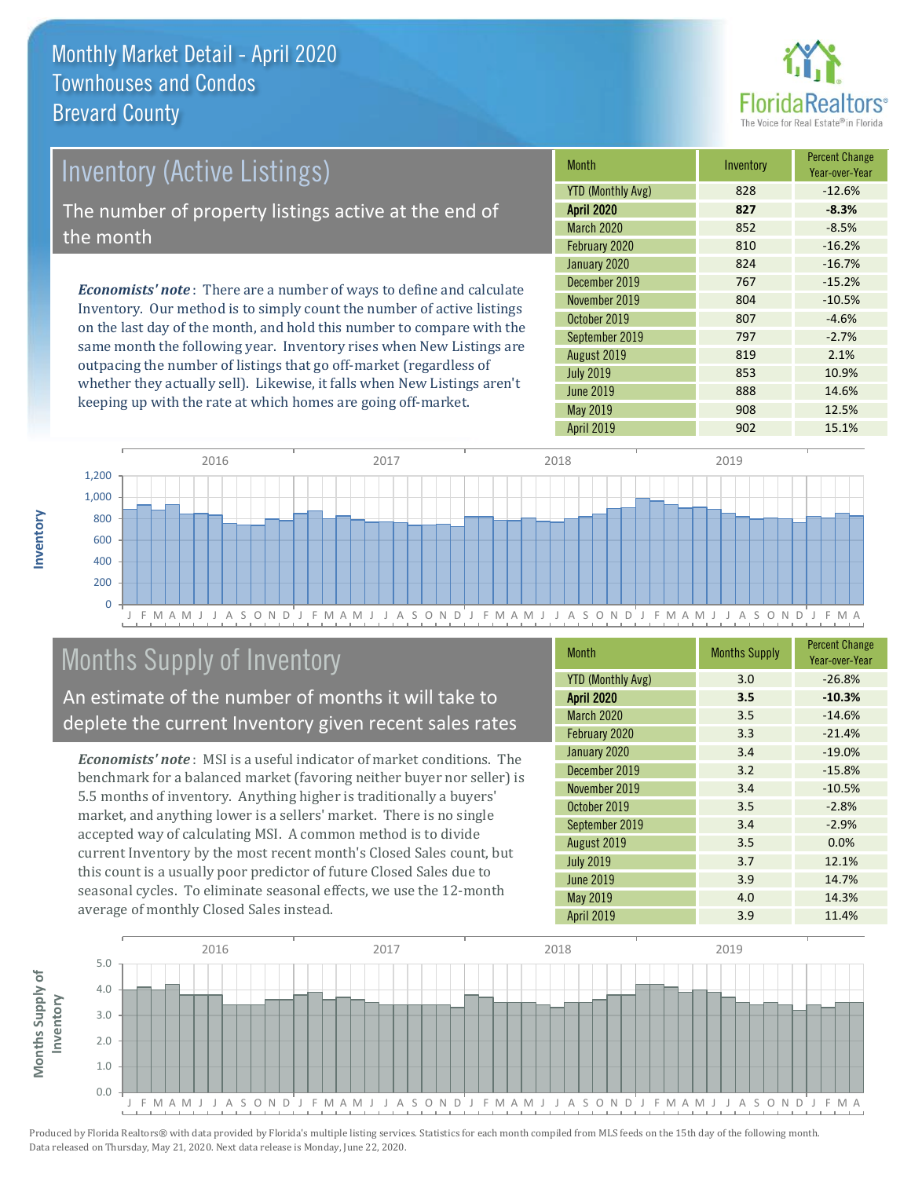# Monthly Market Detail - April 2020
## Townhouses and Condos
## Brevard County

## Inventory (Active Listings)

The number of property listings active at the end of the month

***Economists' note***: There are a number of ways to define and calculate Inventory. Our method is to simply count the number of active listings on the last day of the month, and hold this number to compare with the same month the following year. Inventory rises when New Listings are outpacing the number of listings that go off-market (regardless of whether they actually sell). Likewise, it falls when New Listings aren't keeping up with the rate at which homes are going off-market.

| Month | Inventory | Percent Change Year-over-Year |
|---|---|---|
| YTD (Monthly Avg) | 828 | -12.6% |
| **April 2020** | **827** | **-8.3%** |
| March 2020 | 852 | -8.5% |
| February 2020 | 810 | -16.2% |
| January 2020 | 824 | -16.7% |
| December 2019 | 767 | -15.2% |
| November 2019 | 804 | -10.5% |
| October 2019 | 807 | -4.6% |
| September 2019 | 797 | -2.7% |
| August 2019 | 819 | 2.1% |
| July 2019 | 853 | 10.9% |
| June 2019 | 888 | 14.6% |
| May 2019 | 908 | 12.5% |
| April 2019 | 902 | 15.1% |

## Months Supply of Inventory

An estimate of the number of months it will take to deplete the current Inventory given recent sales rates

***Economists' note***: MSI is a useful indicator of market conditions. The benchmark for a balanced market (favoring neither buyer nor seller) is 5.5 months of inventory. Anything higher is traditionally a buyers' market, and anything lower is a sellers' market. There is no single accepted way of calculating MSI. A common method is to divide current Inventory by the most recent month's Closed Sales count, but this count is a usually poor predictor of future Closed Sales due to seasonal cycles. To eliminate seasonal effects, we use the 12-month average of monthly Closed Sales instead.

| Month | Months Supply | Percent Change Year-over-Year |
|---|---|---|
| YTD (Monthly Avg) | 3.0 | -26.8% |
| **April 2020** | **3.5** | **-10.3%** |
| March 2020 | 3.5 | -14.6% |
| February 2020 | 3.3 | -21.4% |
| January 2020 | 3.4 | -19.0% |
| December 2019 | 3.2 | -15.8% |
| November 2019 | 3.4 | -10.5% |
| October 2019 | 3.5 | -2.8% |
| September 2019 | 3.4 | -2.9% |
| August 2019 | 3.5 | 0.0% |
| July 2019 | 3.7 | 12.1% |
| June 2019 | 3.9 | 14.7% |
| May 2019 | 4.0 | 14.3% |
| April 2019 | 3.9 | 11.4% |

Produced by Florida Realtors® with data provided by Florida's multiple listing services. Statistics for each month compiled from MLS feeds on the 15th day of the following month. Data released on Thursday, May 21, 2020. Next data release is Monday, June 22, 2020.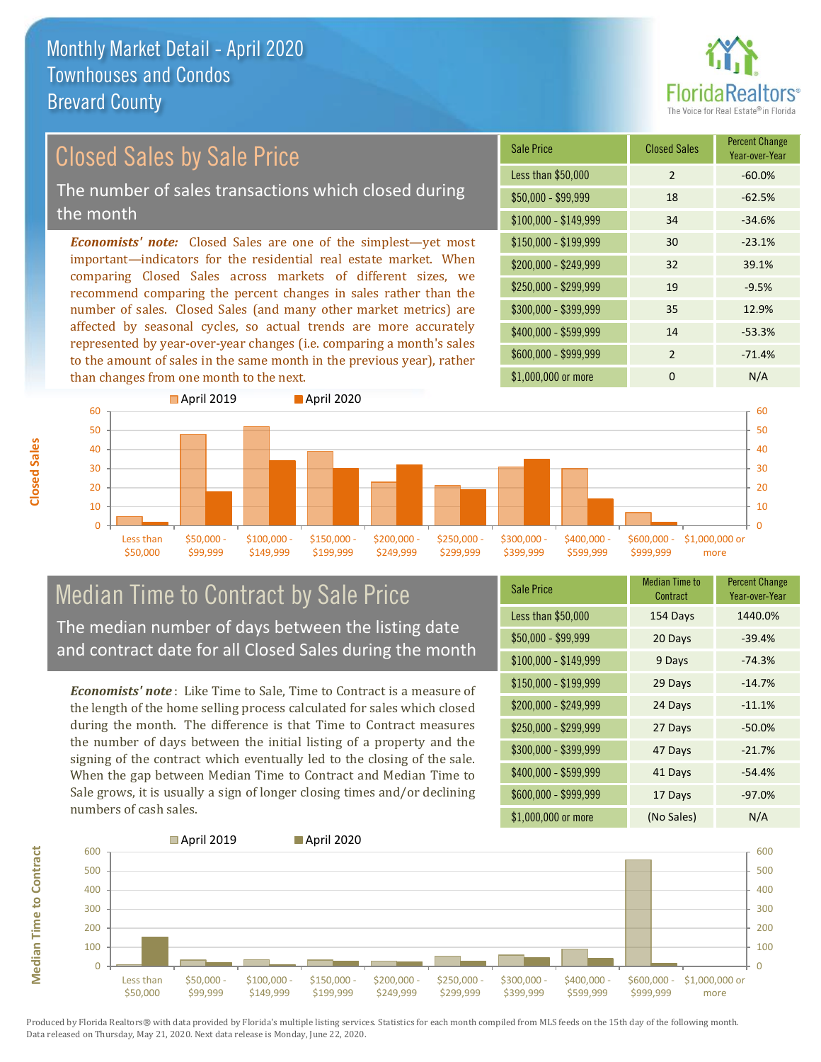# Monthly Market Detail - April 2020
## Townhouses and Condos
## Brevard County

## Closed Sales by Sale Price

The number of sales transactions which closed during the month

***Economists' note:*** Closed Sales are one of the simplest—yet most important—indicators for the residential real estate market. When comparing Closed Sales across markets of different sizes, we recommend comparing the percent changes in sales rather than the number of sales. Closed Sales (and many other market metrics) are affected by seasonal cycles, so actual trends are more accurately represented by year-over-year changes (i.e. comparing a month's sales to the amount of sales in the same month in the previous year), rather than changes from one month to the next.

| Sale Price | Closed Sales | Percent Change Year-over-Year |
|---|---|---|
| Less than $50,000 | 2 | -60.0% |
| $50,000 - $99,999 | 18 | -62.5% |
| $100,000 - $149,999 | 34 | -34.6% |
| $150,000 - $199,999 | 30 | -23.1% |
| $200,000 - $249,999 | 32 | 39.1% |
| $250,000 - $299,999 | 19 | -9.5% |
| $300,000 - $399,999 | 35 | 12.9% |
| $400,000 - $599,999 | 14 | -53.3% |
| $600,000 - $999,999 | 2 | -71.4% |
| $1,000,000 or more | 0 | N/A |

## Median Time to Contract by Sale Price

The median number of days between the listing date and contract date for all Closed Sales during the month

***Economists' note*** : Like Time to Sale, Time to Contract is a measure of the length of the home selling process calculated for sales which closed during the month. The difference is that Time to Contract measures the number of days between the initial listing of a property and the signing of the contract which eventually led to the closing of the sale. When the gap between Median Time to Contract and Median Time to Sale grows, it is usually a sign of longer closing times and/or declining numbers of cash sales.

| Sale Price | Median Time to Contract | Percent Change Year-over-Year |
|---|---|---|
| Less than $50,000 | 154 Days | 1440.0% |
| $50,000 - $99,999 | 20 Days | -39.4% |
| $100,000 - $149,999 | 9 Days | -74.3% |
| $150,000 - $199,999 | 29 Days | -14.7% |
| $200,000 - $249,999 | 24 Days | -11.1% |
| $250,000 - $299,999 | 27 Days | -50.0% |
| $300,000 - $399,999 | 47 Days | -21.7% |
| $400,000 - $599,999 | 41 Days | -54.4% |
| $600,000 - $999,999 | 17 Days | -97.0% |
| $1,000,000 or more | (No Sales) | N/A |

Produced by Florida Realtors® with data provided by Florida's multiple listing services. Statistics for each month compiled from MLS feeds on the 15th day of the following month. Data released on Thursday, May 21, 2020. Next data release is Monday, June 22, 2020.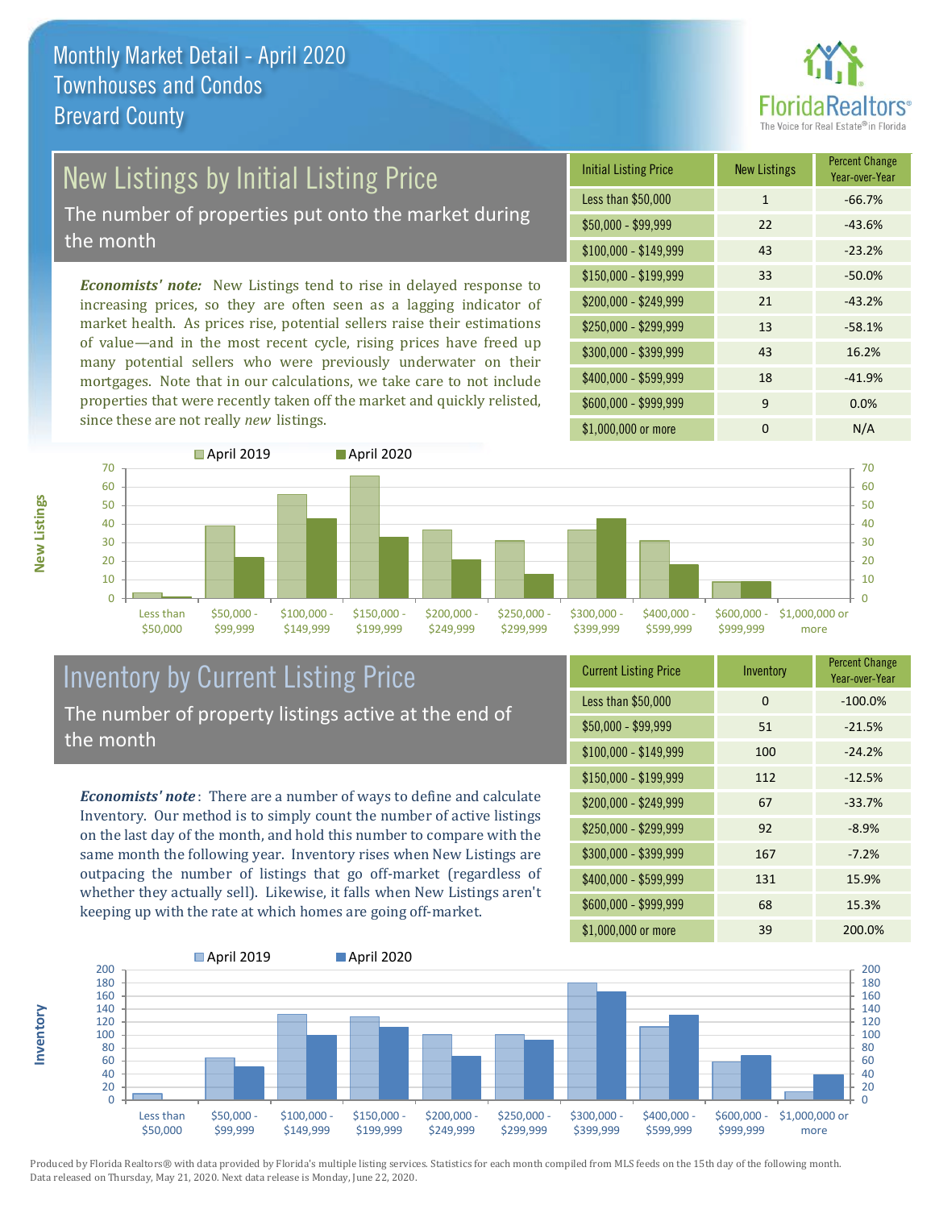# Monthly Market Detail - April 2020
## Townhouses and Condos
## Brevard County

## New Listings by Initial Listing Price

The number of properties put onto the market during the month

*Economists' note:* New Listings tend to rise in delayed response to increasing prices, so they are often seen as a lagging indicator of market health. As prices rise, potential sellers raise their estimations of value—and in the most recent cycle, rising prices have freed up many potential sellers who were previously underwater on their mortgages. Note that in our calculations, we take care to not include properties that were recently taken off the market and quickly relisted, since these are not really *new* listings.

| Initial Listing Price | New Listings | Percent Change Year-over-Year |
|---|---|---|
| Less than $50,000 | 1 | -66.7% |
| $50,000 - $99,999 | 22 | -43.6% |
| $100,000 - $149,999 | 43 | -23.2% |
| $150,000 - $199,999 | 33 | -50.0% |
| $200,000 - $249,999 | 21 | -43.2% |
| $250,000 - $299,999 | 13 | -58.1% |
| $300,000 - $399,999 | 43 | 16.2% |
| $400,000 - $599,999 | 18 | -41.9% |
| $600,000 - $999,999 | 9 | 0.0% |
| $1,000,000 or more | 0 | N/A |

## Inventory by Current Listing Price

The number of property listings active at the end of the month

*Economists' note*: There are a number of ways to define and calculate Inventory. Our method is to simply count the number of active listings on the last day of the month, and hold this number to compare with the same month the following year. Inventory rises when New Listings are outpacing the number of listings that go off-market (regardless of whether they actually sell). Likewise, it falls when New Listings aren't keeping up with the rate at which homes are going off-market.

| Current Listing Price | Inventory | Percent Change Year-over-Year |
|---|---|---|
| Less than $50,000 | 0 | -100.0% |
| $50,000 - $99,999 | 51 | -21.5% |
| $100,000 - $149,999 | 100 | -24.2% |
| $150,000 - $199,999 | 112 | -12.5% |
| $200,000 - $249,999 | 67 | -33.7% |
| $250,000 - $299,999 | 92 | -8.9% |
| $300,000 - $399,999 | 167 | -7.2% |
| $400,000 - $599,999 | 131 | 15.9% |
| $600,000 - $999,999 | 68 | 15.3% |
| $1,000,000 or more | 39 | 200.0% |

Produced by Florida Realtors® with data provided by Florida's multiple listing services. Statistics for each month compiled from MLS feeds on the 15th day of the following month. Data released on Thursday, May 21, 2020. Next data release is Monday, June 22, 2020.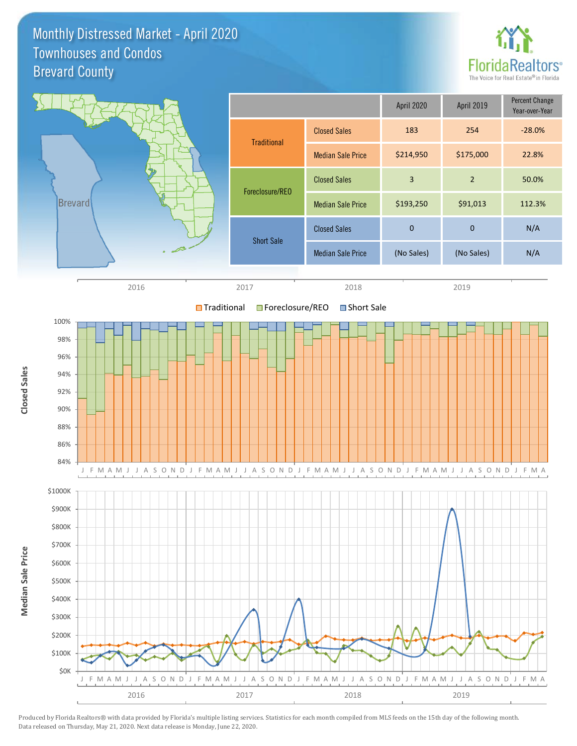# Monthly Distressed Market - April 2020
## Townhouses and Condos
## Brevard County

FloridaRealtors®
The Voice for Real Estate® in Florida

Brevard

| | | April 2020 | April 2019 | Percent Change Year-over-Year |
|---|---|---|---|---|
| Traditional | Closed Sales | 183 | 254 | -28.0% |
| | Median Sale Price | $214,950 | $175,000 | 22.8% |
| Foreclosure/REO | Closed Sales | 3 | 2 | 50.0% |
| | Median Sale Price | $193,250 | $91,013 | 112.3% |
| Short Sale | Closed Sales | 0 | 0 | N/A |
| | Median Sale Price | (No Sales) | (No Sales) | N/A |

2016 2017 2018 2019

Traditional Foreclosure/REO Short Sale

Closed Sales

100%
98%
96%
94%
92%
90%
88%
86%
84%

J F M A M J J A S O N D J F M A M J J A S O N D J F M A M J J A S O N D J F M A M J J A S O N D J F M A

Median Sale Price

$1000K
$900K
$800K
$700K
$600K
$500K
$400K
$300K
$200K
$100K
$0K

J F M A M J J A S O N D J F M A M J J A S O N D J F M A M J J A S O N D J F M A M J J A S O N D J F M A

2016 2017 2018 2019

Produced by Florida Realtors® with data provided by Florida's multiple listing services. Statistics for each month compiled from MLS feeds on the 15th day of the following month.
Data released on Thursday, May 21, 2020. Next data release is Monday, June 22, 2020.